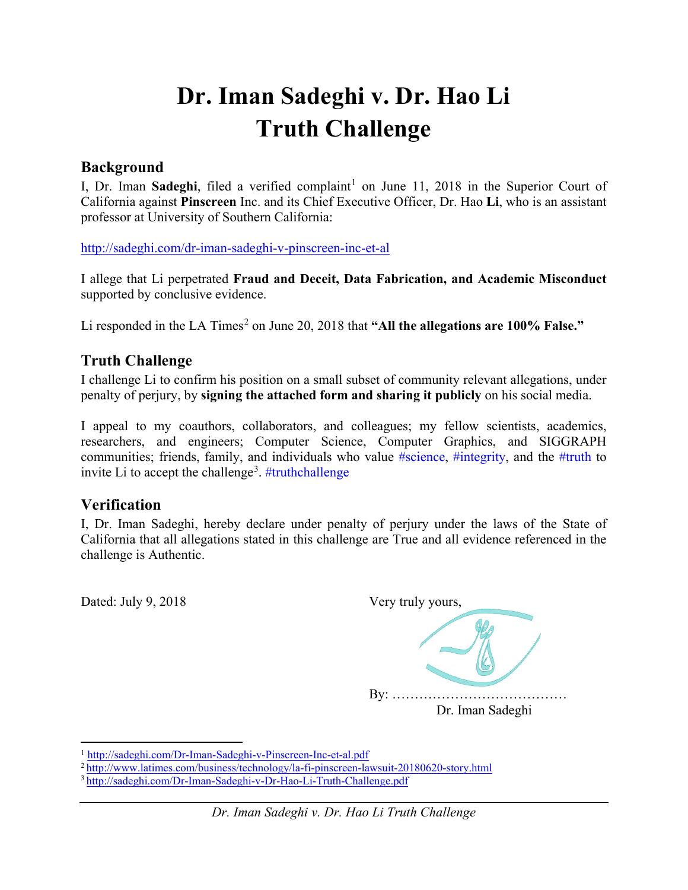# Dr. Iman Sadeghi v. Dr. Hao Li
# Truth Challenge

## Background

I, Dr. Iman **Sadeghi**, filed a verified complaint[1] on June 11, 2018 in the Superior Court of California against **Pinscreen** Inc. and its Chief Executive Officer, Dr. Hao **Li**, who is an assistant professor at University of Southern California:

http://sadeghi.com/dr-iman-sadeghi-v-pinscreen-inc-et-al

I allege that Li perpetrated **Fraud and Deceit, Data Fabrication, and Academic Misconduct** supported by conclusive evidence.

Li responded in the LA Times[2] on June 20, 2018 that **"All the allegations are 100% False."**

## Truth Challenge

I challenge Li to confirm his position on a small subset of community relevant allegations, under penalty of perjury, by **signing the attached form and sharing it publicly** on his social media.

I appeal to my coauthors, collaborators, and colleagues; my fellow scientists, academics, researchers, and engineers; Computer Science, Computer Graphics, and SIGGRAPH communities; friends, family, and individuals who value #science, #integrity, and the #truth to invite Li to accept the challenge[3]. #truthchallenge

## Verification

I, Dr. Iman Sadeghi, hereby declare under penalty of perjury under the laws of the State of California that all allegations stated in this challenge are True and all evidence referenced in the challenge is Authentic.

Dated: July 9, 2018

Very truly yours,

By: ………………………………….
Dr. Iman Sadeghi

---

[1] http://sadeghi.com/Dr-Iman-Sadeghi-v-Pinscreen-Inc-et-al.pdf

[2] http://www.latimes.com/business/technology/la-fi-pinscreen-lawsuit-20180620-story.html

[3] http://sadeghi.com/Dr-Iman-Sadeghi-v-Dr-Hao-Li-Truth-Challenge.pdf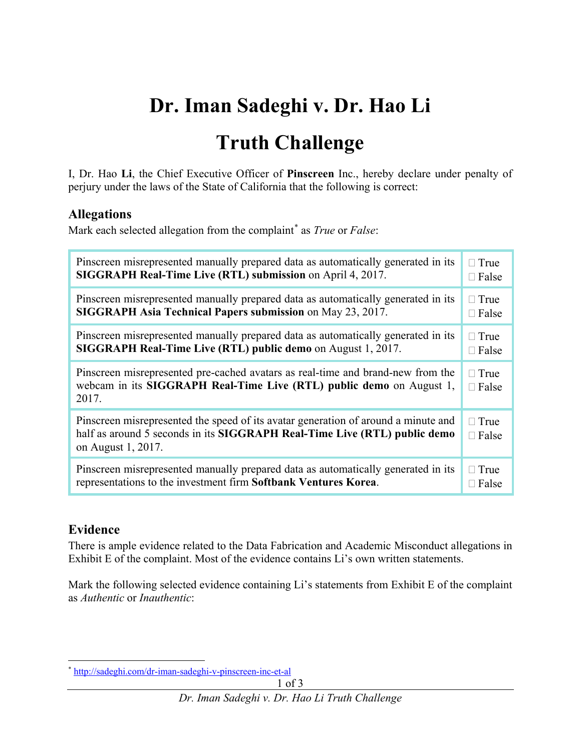# Dr. Iman Sadeghi v. Dr. Hao Li

# Truth Challenge

I, Dr. Hao **Li**, the Chief Executive Officer of **Pinscreen** Inc., hereby declare under penalty of perjury under the laws of the State of California that the following is correct:

## Allegations

Mark each selected allegation from the complaint* as *True* or *False*:

| | |
|---|---|
| Pinscreen misrepresented manually prepared data as automatically generated in its **SIGGRAPH Real-Time Live (RTL) submission** on April 4, 2017. | ☐ True<br>☐ False |
| Pinscreen misrepresented manually prepared data as automatically generated in its **SIGGRAPH Asia Technical Papers submission** on May 23, 2017. | ☐ True<br>☐ False |
| Pinscreen misrepresented manually prepared data as automatically generated in its **SIGGRAPH Real-Time Live (RTL) public demo** on August 1, 2017. | ☐ True<br>☐ False |
| Pinscreen misrepresented pre-cached avatars as real-time and brand-new from the webcam in its **SIGGRAPH Real-Time Live (RTL) public demo** on August 1, 2017. | ☐ True<br>☐ False |
| Pinscreen misrepresented the speed of its avatar generation of around a minute and half as around 5 seconds in its **SIGGRAPH Real-Time Live (RTL) public demo** on August 1, 2017. | ☐ True<br>☐ False |
| Pinscreen misrepresented manually prepared data as automatically generated in its representations to the investment firm **Softbank Ventures Korea**. | ☐ True<br>☐ False |

## Evidence

There is ample evidence related to the Data Fabrication and Academic Misconduct allegations in Exhibit E of the complaint. Most of the evidence contains Li's own written statements.

Mark the following selected evidence containing Li's statements from Exhibit E of the complaint as *Authentic* or *Inauthentic*:

* http://sadeghi.com/dr-iman-sadeghi-v-pinscreen-inc-et-al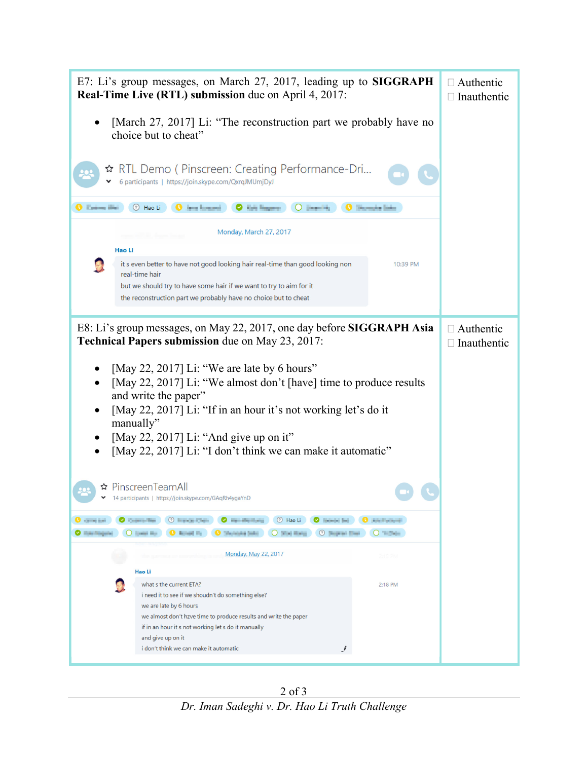| | |
|---|---|
| E7: Li's group messages, on March 27, 2017, leading up to **SIGGRAPH Real-Time Live (RTL) submission** due on April 4, 2017:<br><br>• [March 27, 2017] Li: "The reconstruction part we probably have no choice but to cheat"<br><br>RTL Demo ( Pinscreen: Creating Performance-Dri...<br>6 participants \| https://join.skype.com/QxrqJMUmjDyJ<br>Hao Li<br>Monday, March 27, 2017<br>Hao Li<br>it s even better to have not good looking hair real-time than good looking non real-time hair<br>but we should try to have some hair if we want to try to aim for it<br>the reconstruction part we probably have no choice but to cheat<br>10:39 PM | ☐ Authentic<br>☐ Inauthentic |
| E8: Li's group messages, on May 22, 2017, one day before **SIGGRAPH Asia Technical Papers submission** due on May 23, 2017:<br><br>• [May 22, 2017] Li: "We are late by 6 hours"<br>• [May 22, 2017] Li: "We almost don't [have] time to produce results and write the paper"<br>• [May 22, 2017] Li: "If in an hour it's not working let's do it manually"<br>• [May 22, 2017] Li: "And give up on it"<br>• [May 22, 2017] Li: "I don't think we can make it automatic"<br><br>PinscreenTeamAll<br>14 participants \| https://join.skype.com/GAqRh4ygaYnD<br>Hao Li<br>Monday, May 22, 2017<br>Hao Li<br>what s the current ETA?<br>i need it to see if we shoudn't do something else?<br>we are late by 6 hours<br>we almost don't hzve time to produce results and write the paper<br>if in an hour it s not working let s do it manually<br>and give up on it<br>i don't think we can make it automatic<br>2:18 PM | ☐ Authentic<br>☐ Inauthentic |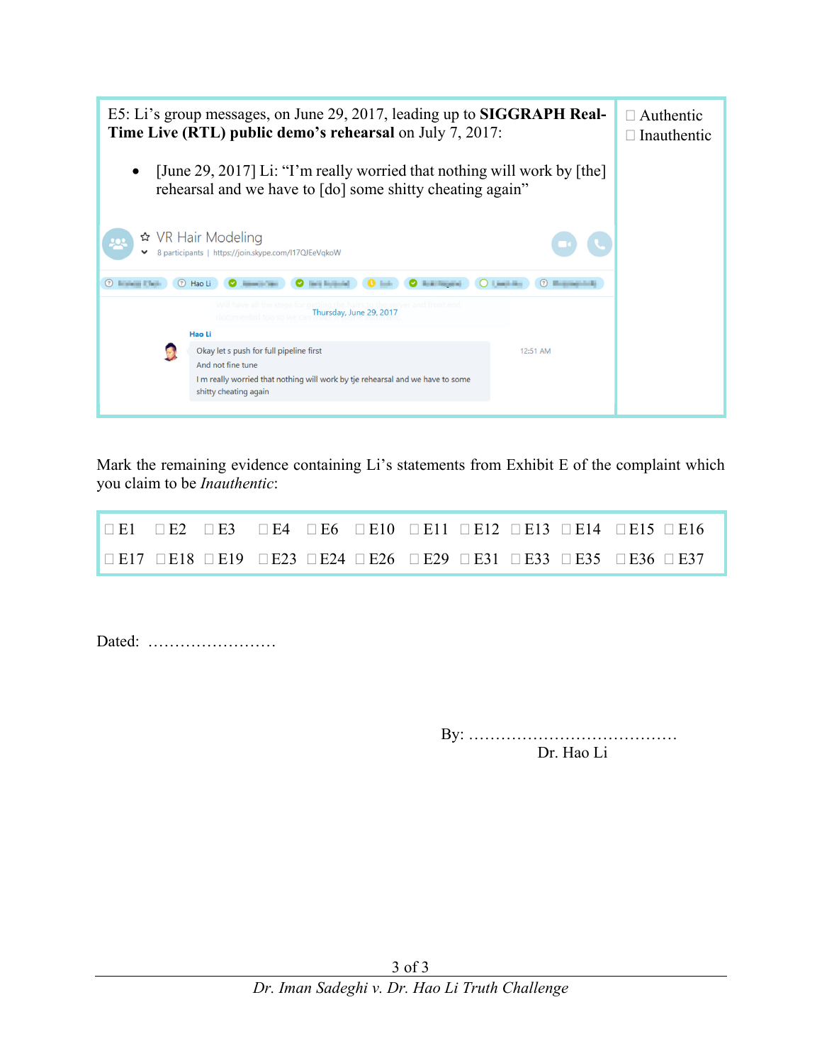| | |
|---|---|
| E5: Li's group messages, on June 29, 2017, leading up to **SIGGRAPH Real-Time Live (RTL) public demo's rehearsal** on July 7, 2017:<br><br>• [June 29, 2017] Li: "I'm really worried that nothing will work by [the] rehearsal and we have to [do] some shitty cheating again"<br><br>VR Hair Modeling<br>8 participants \| https://join.skype.com/I17QJEeVqkoW<br>Hao Li<br>Thursday, June 29, 2017<br>Hao Li<br>Okay let s push for full pipeline first<br>And not fine tune<br>I m really worried that nothing will work by tje rehearsal and we have to some shitty cheating again<br>12:51 AM | ☐ Authentic<br>☐ Inauthentic |

Mark the remaining evidence containing Li's statements from Exhibit E of the complaint which you claim to be *Inauthentic*:

| | | | | | | | | | | | |
|---|---|---|---|---|---|---|---|---|---|---|---|
| ☐ E1 | ☐ E2 | ☐ E3 | ☐ E4 | ☐ E6 | ☐ E10 | ☐ E11 | ☐ E12 | ☐ E13 | ☐ E14 | ☐ E15 | ☐ E16 |
| ☐ E17 | ☐ E18 | ☐ E19 | ☐ E23 | ☐ E24 | ☐ E26 | ☐ E29 | ☐ E31 | ☐ E33 | ☐ E35 | ☐ E36 | ☐ E37 |

Dated: ……………………

By: …………………………………
Dr. Hao Li

*Dr. Iman Sadeghi v. Dr. Hao Li Truth Challenge*